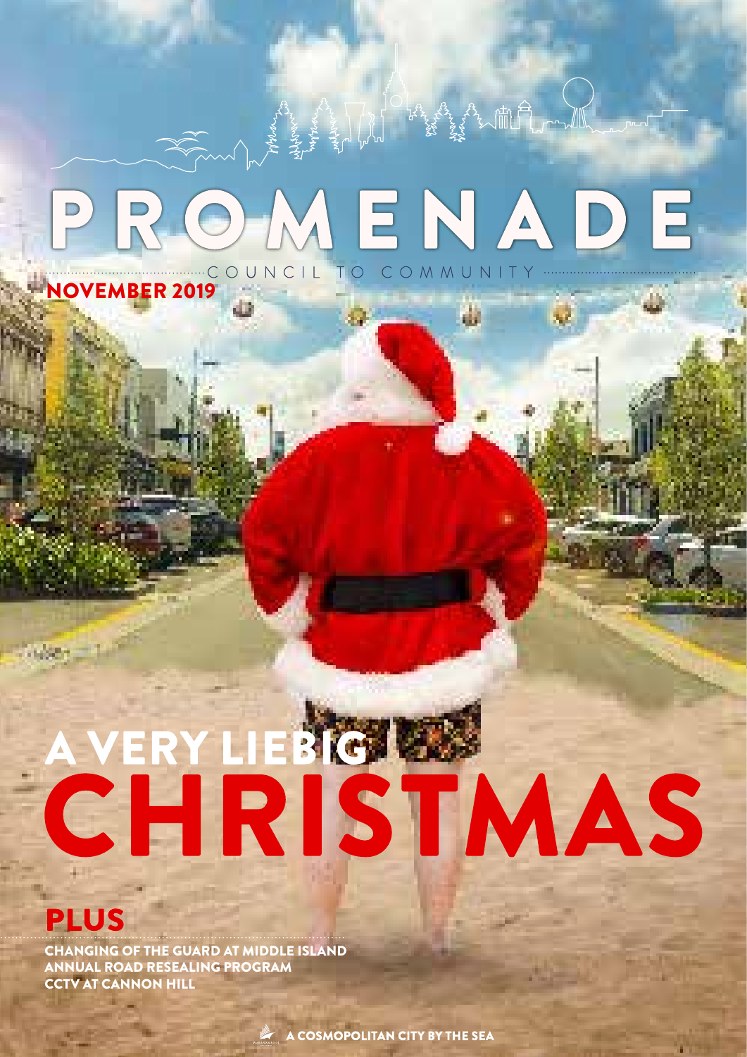# PROMENADE

COUNCIL TO COMMUNITY

NOVEMBER 2019

# A VERY LIEBIG CHRISTMAS

## PLUS

CHANGING OF THE GUARD AT MIDDLE ISLAND
ANNUAL ROAD RESEALING PROGRAM
CCTV AT CANNON HILL

A COSMOPOLITAN CITY BY THE SEA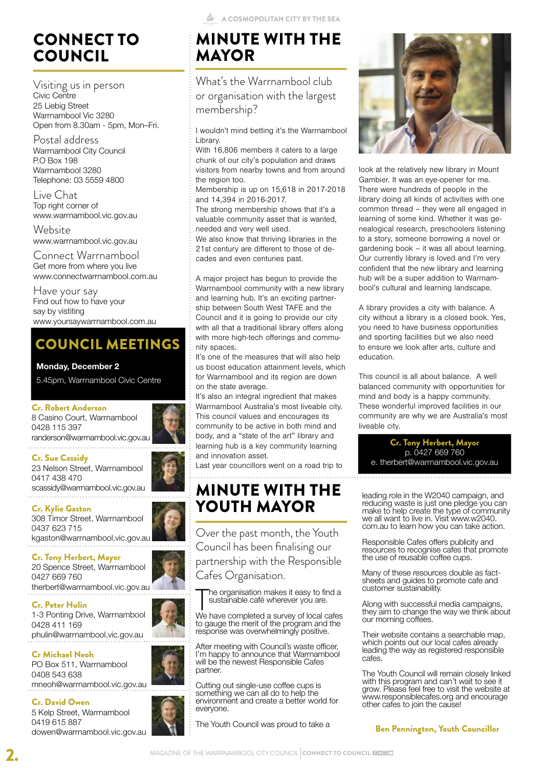# CONNECT TO COUNCIL

Visiting us in person
Civic Centre
25 Liebig Street
Warrnambool Vic 3280
Open from 8.30am - 5pm, Mon–Fri.

Postal address
Warrnambool City Council
P.O Box 198
Warrnambool 3280
Telephone: 03 5559 4800

Live Chat
Top right corner of
www.warrnambool.vic.gov.au

Website
www.warrnambool.vic.gov.au

Connect Warrnambool
Get more from where you live
www.connectwarrnambool.com.au

Have your say
Find out how to have your say by vistiting
www.yoursaywarrnambool.com.au

## COUNCIL MEETINGS

**Monday, December 2**
5.45pm, Warrnambool Civic Centre

**Cr. Robert Anderson**
8 Casino Court, Warrnambool
0428 115 397
randerson@warrnambool.vic.gov.au

**Cr. Sue Cassidy**
23 Nelson Street, Warrnambool
0417 438 470
scassidy@warrnambool.vic.gov.au

**Cr. Kylie Gaston**
308 Timor Street, Warrnambool
0437 623 715
kgaston@warrnambool.vic.gov.au

**Cr. Tony Herbert, Mayor**
20 Spence Street, Warrnambool
0427 669 760
therbert@warrnambool.vic.gov.au

**Cr. Peter Hulin**
1-3 Ponting Drive, Warrnambool
0428 411 169
phulin@warrnambool.vic.gov.au

**Cr Michael Neoh**
PO Box 511, Warrnambool
0408 543 638
mneoh@warrnambool.vic.gov.au

**Cr. David Owen**
5 Kelp Street, Warrnambool
0419 615 887
dowen@warrnambool.vic.gov.au

# MINUTE WITH THE MAYOR

What's the Warrnambool club or organisation with the largest membership?

I wouldn't mind betting it's the Warrnambool Library.
With 16,806 members it caters to a large chunk of our city's population and draws visitors from nearby towns and from around the region too.
Membership is up on 15,618 in 2017-2018 and 14,394 in 2016-2017.
The strong membership shows that it's a valuable community asset that is wanted, needed and very well used.
We also know that thriving libraries in the 21st century are different to those of decades and even centuries past.

A major project has begun to provide the Warrnambool community with a new library and learning hub. It's an exciting partnership between South West TAFE and the Council and it is going to provide our city with all that a traditional library offers along with more high-tech offerings and community spaces.
It's one of the measures that will also help us boost education attainment levels, which for Warrnambool and its region are down on the state average.
It's also an integral ingredient that makes Warrnambool Australia's most liveable city. This council values and encourages its community to be active in both mind and body, and a "state of the art" library and learning hub is a key community learning and innovation asset.
Last year councillors went on a road trip to look at the relatively new library in Mount Gambier. It was an eye-opener for me. There were hundreds of people in the library doing all kinds of activities with one common thread – they were all engaged in learning of some kind. Whether it was genealogical research, preschoolers listening to a story, someone borrowing a novel or gardening book – it was all about learning. Our currently library is loved and I'm very confident that the new library and learning hub will be a super addition to Warrnambool's cultural and learning landscape.

A library provides a city with balance. A city without a library is a closed book. Yes, you need to have business opportunities and sporting facilities but we also need to ensure we look after arts, culture and education.

This council is all about balance. A well balanced community with opportunities for mind and body is a happy community. These wonderful improved facilities in our community are why we are Australia's most liveable city.

**Cr. Tony Herbert, Mayor**
p. 0427 669 760
e. therbert@warrnambool.vic.gov.au

# MINUTE WITH THE YOUTH MAYOR

Over the past month, the Youth Council has been finalising our partnership with the Responsible Cafes Organisation.

The organisation makes it easy to find a sustainable café wherever you are.

We have completed a survey of local cafes to gauge the merit of the program and the response was overwhelmingly positive.

After meeting with Council's waste officer, I'm happy to announce that Warrnambool will be the newest Responsible Cafes partner.

Cutting out single-use coffee cups is something we can all do to help the environment and create a better world for everyone.

The Youth Council was proud to take a leading role in the W2040 campaign, and reducing waste is just one pledge you can make to help create the type of community we all want to live in. Visit www.w2040.com.au to learn how you can take action.

Responsible Cafes offers publicity and resources to recognise cafes that promote the use of reusable coffee cups.

Many of these resources double as fact-sheets and guides to promote cafe and customer sustainability.

Along with successful media campaigns, they aim to change the way we think about our morning coffees.

Their website contains a searchable map, which points out our local cafes already leading the way as registered responsible cafes.

The Youth Council will remain closely linked with this program and can't wait to see it grow. Please feel free to visit the website at www.responsiblecafes.org and encourage other cafes to join the cause!

**Ben Pennington, Youth Councillor**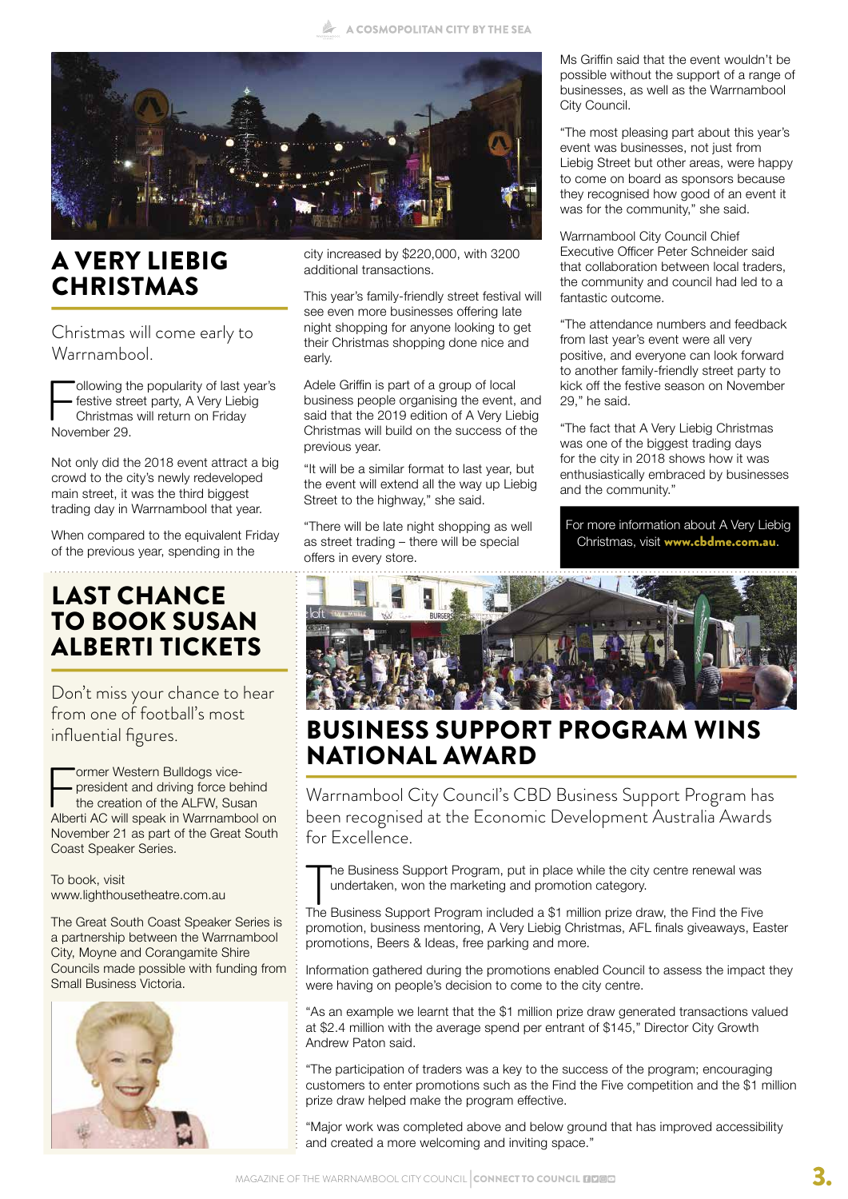# A VERY LIEBIG CHRISTMAS

Christmas will come early to Warrnambool.

Following the popularity of last year's festive street party, A Very Liebig Christmas will return on Friday November 29.

Not only did the 2018 event attract a big crowd to the city's newly redeveloped main street, it was the third biggest trading day in Warrnambool that year.

When compared to the equivalent Friday of the previous year, spending in the city increased by $220,000, with 3200 additional transactions.

This year's family-friendly street festival will see even more businesses offering late night shopping for anyone looking to get their Christmas shopping done nice and early.

Adele Griffin is part of a group of local business people organising the event, and said that the 2019 edition of A Very Liebig Christmas will build on the success of the previous year.

"It will be a similar format to last year, but the event will extend all the way up Liebig Street to the highway," she said.

"There will be late night shopping as well as street trading – there will be special offers in every store.

Ms Griffin said that the event wouldn't be possible without the support of a range of businesses, as well as the Warrnambool City Council.

"The most pleasing part about this year's event was businesses, not just from Liebig Street but other areas, were happy to come on board as sponsors because they recognised how good of an event it was for the community," she said.

Warrnambool City Council Chief Executive Officer Peter Schneider said that collaboration between local traders, the community and council had led to a fantastic outcome.

"The attendance numbers and feedback from last year's event were all very positive, and everyone can look forward to another family-friendly street party to kick off the festive season on November 29," he said.

"The fact that A Very Liebig Christmas was one of the biggest trading days for the city in 2018 shows how it was enthusiastically embraced by businesses and the community."

For more information about A Very Liebig Christmas, visit **www.cbdme.com.au**.

# LAST CHANCE TO BOOK SUSAN ALBERTI TICKETS

Don't miss your chance to hear from one of football's most influential figures.

Former Western Bulldogs vice-president and driving force behind the creation of the ALFW, Susan Alberti AC will speak in Warrnambool on November 21 as part of the Great South Coast Speaker Series.

To book, visit www.lighthousetheatre.com.au

The Great South Coast Speaker Series is a partnership between the Warrnambool City, Moyne and Corangamite Shire Councils made possible with funding from Small Business Victoria.

# BUSINESS SUPPORT PROGRAM WINS NATIONAL AWARD

Warrnambool City Council's CBD Business Support Program has been recognised at the Economic Development Australia Awards for Excellence.

The Business Support Program, put in place while the city centre renewal was undertaken, won the marketing and promotion category.

The Business Support Program included a $1 million prize draw, the Find the Five promotion, business mentoring, A Very Liebig Christmas, AFL finals giveaways, Easter promotions, Beers & Ideas, free parking and more.

Information gathered during the promotions enabled Council to assess the impact they were having on people's decision to come to the city centre.

"As an example we learnt that the $1 million prize draw generated transactions valued at $2.4 million with the average spend per entrant of $145," Director City Growth Andrew Paton said.

"The participation of traders was a key to the success of the program; encouraging customers to enter promotions such as the Find the Five competition and the $1 million prize draw helped make the program effective.

"Major work was completed above and below ground that has improved accessibility and created a more welcoming and inviting space."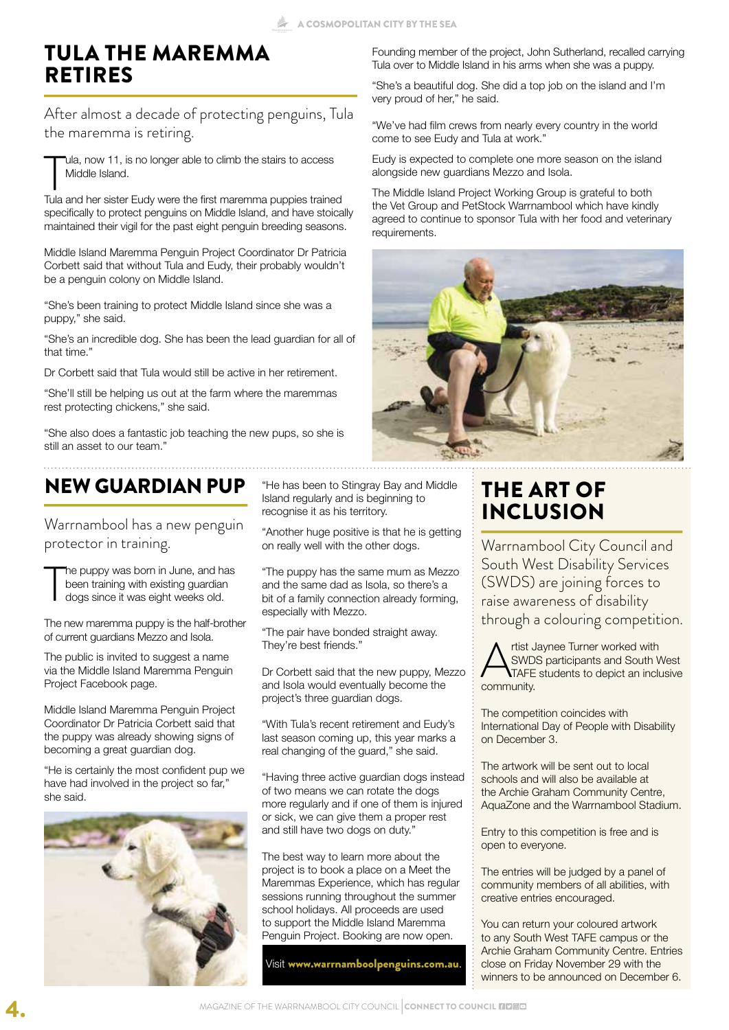# TULA THE MAREMMA RETIRES

After almost a decade of protecting penguins, Tula the maremma is retiring.

Tula, now 11, is no longer able to climb the stairs to access Middle Island.

Tula and her sister Eudy were the first maremma puppies trained specifically to protect penguins on Middle Island, and have stoically maintained their vigil for the past eight penguin breeding seasons.

Middle Island Maremma Penguin Project Coordinator Dr Patricia Corbett said that without Tula and Eudy, their probably wouldn't be a penguin colony on Middle Island.

"She's been training to protect Middle Island since she was a puppy," she said.

"She's an incredible dog. She has been the lead guardian for all of that time."

Dr Corbett said that Tula would still be active in her retirement.

"She'll still be helping us out at the farm where the maremmas rest protecting chickens," she said.

"She also does a fantastic job teaching the new pups, so she is still an asset to our team."

Founding member of the project, John Sutherland, recalled carrying Tula over to Middle Island in his arms when she was a puppy.

"She's a beautiful dog. She did a top job on the island and I'm very proud of her," he said.

"We've had film crews from nearly every country in the world come to see Eudy and Tula at work."

Eudy is expected to complete one more season on the island alongside new guardians Mezzo and Isola.

The Middle Island Project Working Group is grateful to both the Vet Group and PetStock Warrnambool which have kindly agreed to continue to sponsor Tula with her food and veterinary requirements.

# NEW GUARDIAN PUP

Warrnambool has a new penguin protector in training.

The puppy was born in June, and has been training with existing guardian dogs since it was eight weeks old.

The new maremma puppy is the half-brother of current guardians Mezzo and Isola.

The public is invited to suggest a name via the Middle Island Maremma Penguin Project Facebook page.

Middle Island Maremma Penguin Project Coordinator Dr Patricia Corbett said that the puppy was already showing signs of becoming a great guardian dog.

"He is certainly the most confident pup we have had involved in the project so far," she said.

"He has been to Stingray Bay and Middle Island regularly and is beginning to recognise it as his territory.

"Another huge positive is that he is getting on really well with the other dogs.

"The puppy has the same mum as Mezzo and the same dad as Isola, so there's a bit of a family connection already forming, especially with Mezzo.

"The pair have bonded straight away. They're best friends."

Dr Corbett said that the new puppy, Mezzo and Isola would eventually become the project's three guardian dogs.

"With Tula's recent retirement and Eudy's last season coming up, this year marks a real changing of the guard," she said.

"Having three active guardian dogs instead of two means we can rotate the dogs more regularly and if one of them is injured or sick, we can give them a proper rest and still have two dogs on duty."

The best way to learn more about the project is to book a place on a Meet the Maremmas Experience, which has regular sessions running throughout the summer school holidays. All proceeds are used to support the Middle Island Maremma Penguin Project. Booking are now open.

Visit **www.warrnamboolpenguins.com.au**.

# THE ART OF INCLUSION

Warrnambool City Council and South West Disability Services (SWDS) are joining forces to raise awareness of disability through a colouring competition.

Artist Jaynee Turner worked with SWDS participants and South West TAFE students to depict an inclusive community.

The competition coincides with International Day of People with Disability on December 3.

The artwork will be sent out to local schools and will also be available at the Archie Graham Community Centre, AquaZone and the Warrnambool Stadium.

Entry to this competition is free and is open to everyone.

The entries will be judged by a panel of community members of all abilities, with creative entries encouraged.

You can return your coloured artwork to any South West TAFE campus or the Archie Graham Community Centre. Entries close on Friday November 29 with the winners to be announced on December 6.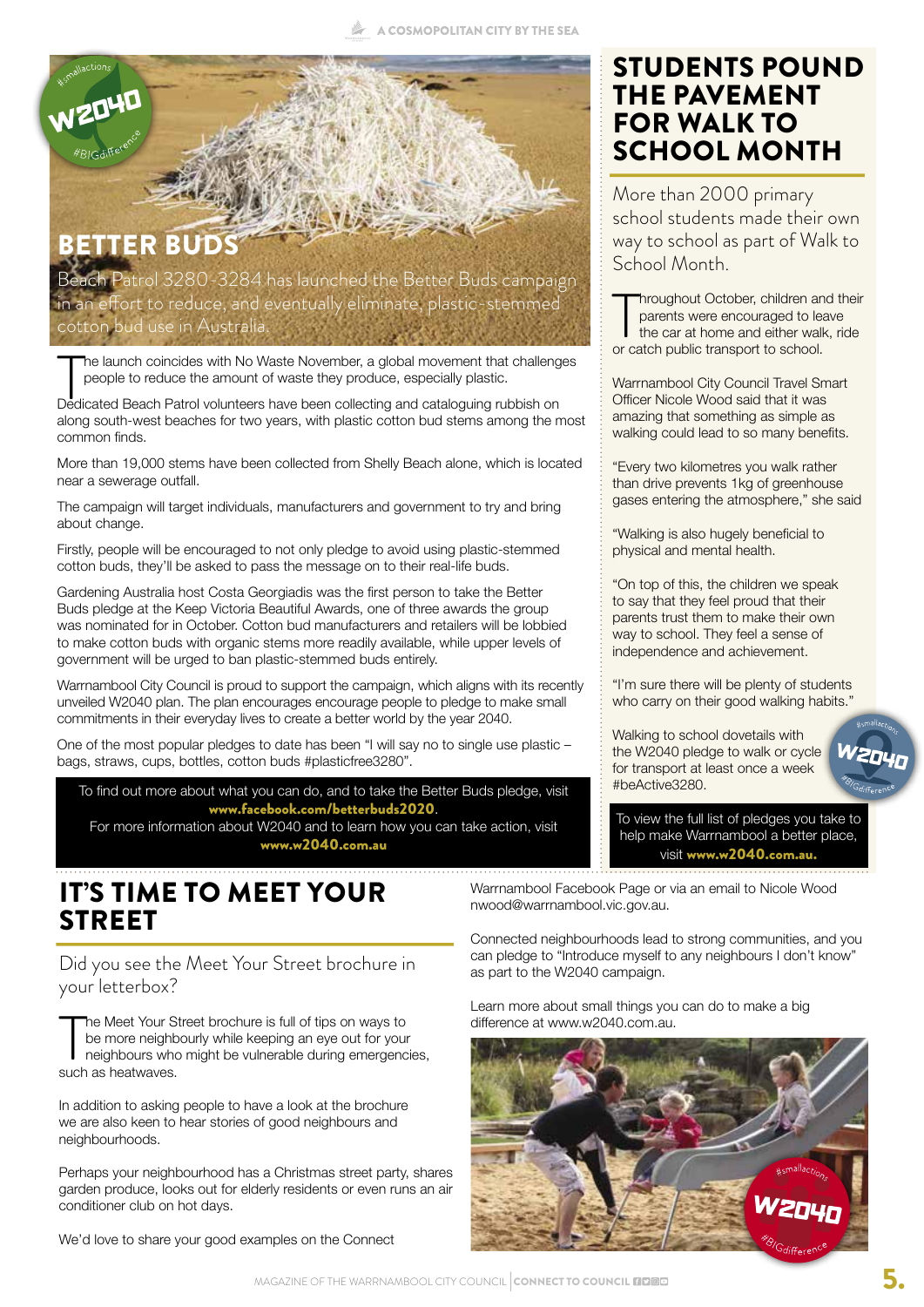## BETTER BUDS

Beach Patrol 3280-3284 has launched the Better Buds campaign in an effort to reduce, and eventually eliminate, plastic-stemmed cotton bud use in Australia.

The launch coincides with No Waste November, a global movement that challenges people to reduce the amount of waste they produce, especially plastic.

Dedicated Beach Patrol volunteers have been collecting and cataloguing rubbish on along south-west beaches for two years, with plastic cotton bud stems among the most common finds.

More than 19,000 stems have been collected from Shelly Beach alone, which is located near a sewerage outfall.

The campaign will target individuals, manufacturers and government to try and bring about change.

Firstly, people will be encouraged to not only pledge to avoid using plastic-stemmed cotton buds, they'll be asked to pass the message on to their real-life buds.

Gardening Australia host Costa Georgiadis was the first person to take the Better Buds pledge at the Keep Victoria Beautiful Awards, one of three awards the group was nominated for in October. Cotton bud manufacturers and retailers will be lobbied to make cotton buds with organic stems more readily available, while upper levels of government will be urged to ban plastic-stemmed buds entirely.

Warrnambool City Council is proud to support the campaign, which aligns with its recently unveiled W2040 plan. The plan encourages encourage people to pledge to make small commitments in their everyday lives to create a better world by the year 2040.

One of the most popular pledges to date has been "I will say no to single use plastic – bags, straws, cups, bottles, cotton buds #plasticfree3280".

To find out more about what you can do, and to take the Better Buds pledge, visit **www.facebook.com/betterbuds2020**.
For more information about W2040 and to learn how you can take action, visit **www.w2040.com.au**

## STUDENTS POUND THE PAVEMENT FOR WALK TO SCHOOL MONTH

More than 2000 primary school students made their own way to school as part of Walk to School Month.

Throughout October, children and their parents were encouraged to leave the car at home and either walk, ride or catch public transport to school.

Warrnambool City Council Travel Smart Officer Nicole Wood said that it was amazing that something as simple as walking could lead to so many benefits.

"Every two kilometres you walk rather than drive prevents 1kg of greenhouse gases entering the atmosphere," she said

"Walking is also hugely beneficial to physical and mental health.

"On top of this, the children we speak to say that they feel proud that their parents trust them to make their own way to school. They feel a sense of independence and achievement.

"I'm sure there will be plenty of students who carry on their good walking habits."

Walking to school dovetails with the W2040 pledge to walk or cycle for transport at least once a week #beActive3280.

To view the full list of pledges you take to help make Warrnambool a better place, visit **www.w2040.com.au.**

## IT'S TIME TO MEET YOUR STREET

Did you see the Meet Your Street brochure in your letterbox?

The Meet Your Street brochure is full of tips on ways to be more neighbourly while keeping an eye out for your neighbours who might be vulnerable during emergencies, such as heatwaves.

In addition to asking people to have a look at the brochure we are also keen to hear stories of good neighbours and neighbourhoods.

Perhaps your neighbourhood has a Christmas street party, shares garden produce, looks out for elderly residents or even runs an air conditioner club on hot days.

We'd love to share your good examples on the Connect Warrnambool Facebook Page or via an email to Nicole Wood nwood@warrnambool.vic.gov.au.

Connected neighbourhoods lead to strong communities, and you can pledge to "Introduce myself to any neighbours I don't know" as part to the W2040 campaign.

Learn more about small things you can do to make a big difference at www.w2040.com.au.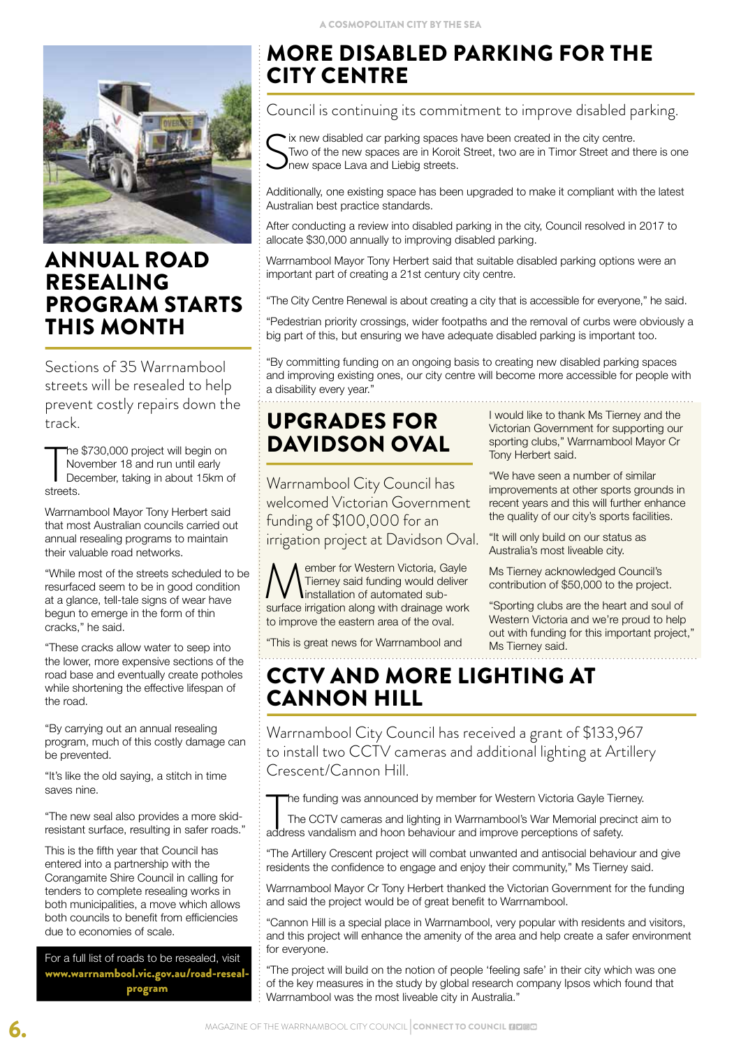# ANNUAL ROAD RESEALING PROGRAM STARTS THIS MONTH

Sections of 35 Warrnambool streets will be resealed to help prevent costly repairs down the track.

The $730,000 project will begin on November 18 and run until early December, taking in about 15km of streets.

Warrnambool Mayor Tony Herbert said that most Australian councils carried out annual resealing programs to maintain their valuable road networks.

"While most of the streets scheduled to be resurfaced seem to be in good condition at a glance, tell-tale signs of wear have begun to emerge in the form of thin cracks," he said.

"These cracks allow water to seep into the lower, more expensive sections of the road base and eventually create potholes while shortening the effective lifespan of the road.

"By carrying out an annual resealing program, much of this costly damage can be prevented.

"It's like the old saying, a stitch in time saves nine.

"The new seal also provides a more skid-resistant surface, resulting in safer roads."

This is the fifth year that Council has entered into a partnership with the Corangamite Shire Council in calling for tenders to complete resealing works in both municipalities, a move which allows both councils to benefit from efficiencies due to economies of scale.

For a full list of roads to be resealed, visit **www.warrnambool.vic.gov.au/road-reseal-program**

# MORE DISABLED PARKING FOR THE CITY CENTRE

Council is continuing its commitment to improve disabled parking.

Six new disabled car parking spaces have been created in the city centre. Two of the new spaces are in Koroit Street, two are in Timor Street and there is one new space Lava and Liebig streets.

Additionally, one existing space has been upgraded to make it compliant with the latest Australian best practice standards.

After conducting a review into disabled parking in the city, Council resolved in 2017 to allocate $30,000 annually to improving disabled parking.

Warrnambool Mayor Tony Herbert said that suitable disabled parking options were an important part of creating a 21st century city centre.

"The City Centre Renewal is about creating a city that is accessible for everyone," he said.

"Pedestrian priority crossings, wider footpaths and the removal of curbs were obviously a big part of this, but ensuring we have adequate disabled parking is important too.

"By committing funding on an ongoing basis to creating new disabled parking spaces and improving existing ones, our city centre will become more accessible for people with a disability every year."

# UPGRADES FOR DAVIDSON OVAL

Warrnambool City Council has welcomed Victorian Government funding of $100,000 for an irrigation project at Davidson Oval.

Member for Western Victoria, Gayle Tierney said funding would deliver installation of automated sub-surface irrigation along with drainage work to improve the eastern area of the oval.

"This is great news for Warrnambool and I would like to thank Ms Tierney and the Victorian Government for supporting our sporting clubs," Warrnambool Mayor Cr Tony Herbert said.

"We have seen a number of similar improvements at other sports grounds in recent years and this will further enhance the quality of our city's sports facilities.

"It will only build on our status as Australia's most liveable city.

Ms Tierney acknowledged Council's contribution of $50,000 to the project.

"Sporting clubs are the heart and soul of Western Victoria and we're proud to help out with funding for this important project," Ms Tierney said.

# CCTV AND MORE LIGHTING AT CANNON HILL

Warrnambool City Council has received a grant of $133,967 to install two CCTV cameras and additional lighting at Artillery Crescent/Cannon Hill.

The funding was announced by member for Western Victoria Gayle Tierney.

The CCTV cameras and lighting in Warrnambool's War Memorial precinct aim to address vandalism and hoon behaviour and improve perceptions of safety.

"The Artillery Crescent project will combat unwanted and antisocial behaviour and give residents the confidence to engage and enjoy their community," Ms Tierney said.

Warrnambool Mayor Cr Tony Herbert thanked the Victorian Government for the funding and said the project would be of great benefit to Warrnambool.

"Cannon Hill is a special place in Warrnambool, very popular with residents and visitors, and this project will enhance the amenity of the area and help create a safer environment for everyone.

"The project will build on the notion of people 'feeling safe' in their city which was one of the key measures in the study by global research company Ipsos which found that Warrnambool was the most liveable city in Australia."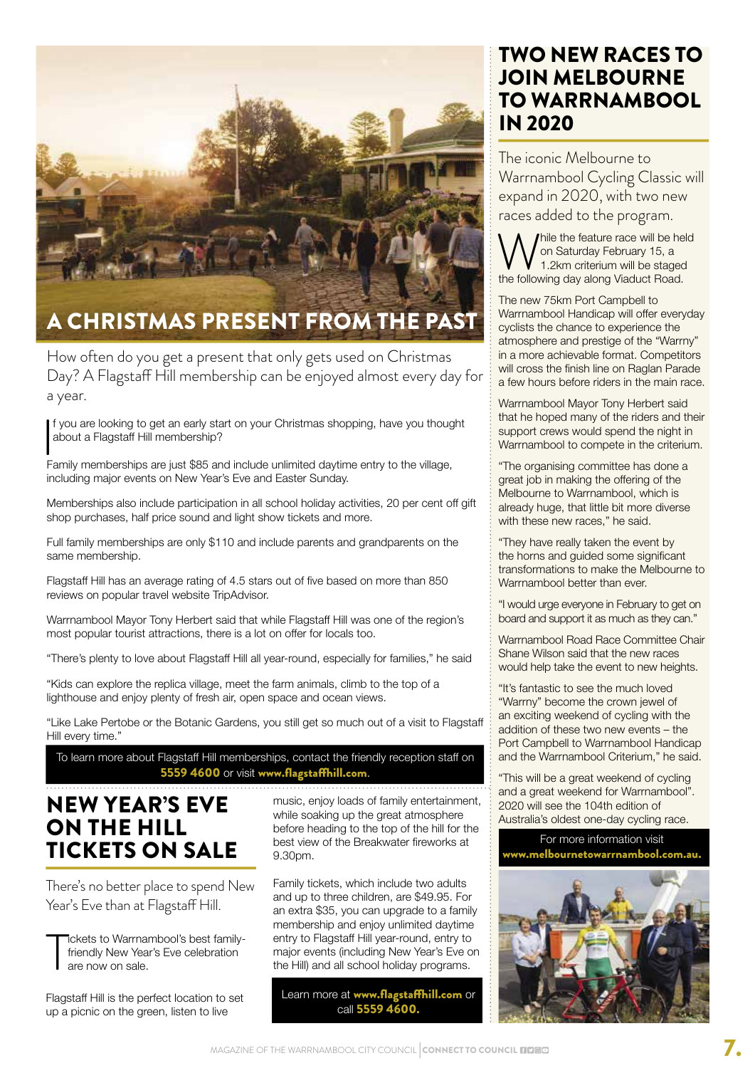## A CHRISTMAS PRESENT FROM THE PAST

How often do you get a present that only gets used on Christmas Day? A Flagstaff Hill membership can be enjoyed almost every day for a year.

If you are looking to get an early start on your Christmas shopping, have you thought about a Flagstaff Hill membership?

Family memberships are just $85 and include unlimited daytime entry to the village, including major events on New Year's Eve and Easter Sunday.

Memberships also include participation in all school holiday activities, 20 per cent off gift shop purchases, half price sound and light show tickets and more.

Full family memberships are only $110 and include parents and grandparents on the same membership.

Flagstaff Hill has an average rating of 4.5 stars out of five based on more than 850 reviews on popular travel website TripAdvisor.

Warrnambool Mayor Tony Herbert said that while Flagstaff Hill was one of the region's most popular tourist attractions, there is a lot on offer for locals too.

"There's plenty to love about Flagstaff Hill all year-round, especially for families," he said

"Kids can explore the replica village, meet the farm animals, climb to the top of a lighthouse and enjoy plenty of fresh air, open space and ocean views.

"Like Lake Pertobe or the Botanic Gardens, you still get so much out of a visit to Flagstaff Hill every time."

To learn more about Flagstaff Hill memberships, contact the friendly reception staff on **5559 4600** or visit **www.flagstaffhill.com**.

## NEW YEAR'S EVE ON THE HILL TICKETS ON SALE

There's no better place to spend New Year's Eve than at Flagstaff Hill.

Tickets to Warrnambool's best family-friendly New Year's Eve celebration are now on sale.

Flagstaff Hill is the perfect location to set up a picnic on the green, listen to live music, enjoy loads of family entertainment, while soaking up the great atmosphere before heading to the top of the hill for the best view of the Breakwater fireworks at 9.30pm.

Family tickets, which include two adults and up to three children, are $49.95. For an extra $35, you can upgrade to a family membership and enjoy unlimited daytime entry to Flagstaff Hill year-round, entry to major events (including New Year's Eve on the Hill) and all school holiday programs.

Learn more at **www.flagstaffhill.com** or call **5559 4600.**

## TWO NEW RACES TO JOIN MELBOURNE TO WARRNAMBOOL IN 2020

The iconic Melbourne to Warrnambool Cycling Classic will expand in 2020, with two new races added to the program.

While the feature race will be held on Saturday February 15, a 1.2km criterium will be staged the following day along Viaduct Road.

The new 75km Port Campbell to Warrnambool Handicap will offer everyday cyclists the chance to experience the atmosphere and prestige of the "Warrny" in a more achievable format. Competitors will cross the finish line on Raglan Parade a few hours before riders in the main race.

Warrnambool Mayor Tony Herbert said that he hoped many of the riders and their support crews would spend the night in Warrnambool to compete in the criterium.

"The organising committee has done a great job in making the offering of the Melbourne to Warrnambool, which is already huge, that little bit more diverse with these new races," he said.

"They have really taken the event by the horns and guided some significant transformations to make the Melbourne to Warrnambool better than ever.

"I would urge everyone in February to get on board and support it as much as they can."

Warrnambool Road Race Committee Chair Shane Wilson said that the new races would help take the event to new heights.

"It's fantastic to see the much loved "Warrny" become the crown jewel of an exciting weekend of cycling with the addition of these two new events – the Port Campbell to Warrnambool Handicap and the Warrnambool Criterium," he said.

"This will be a great weekend of cycling and a great weekend for Warrnambool". 2020 will see the 104th edition of Australia's oldest one-day cycling race.

For more information visit **www.melbournetowarrnambool.com.au.**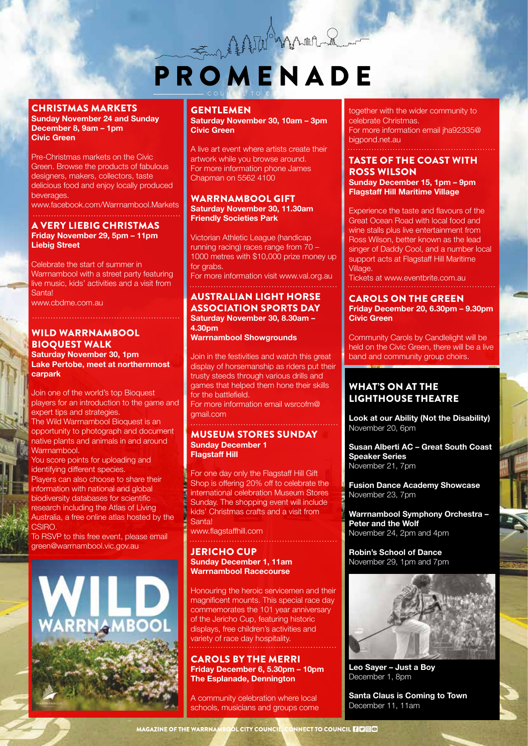# PROMENADE

## CHRISTMAS MARKETS

**Sunday November 24 and Sunday December 8, 9am – 1pm**
**Civic Green**

Pre-Christmas markets on the Civic Green. Browse the products of fabulous designers, makers, collectors, taste delicious food and enjoy locally produced beverages.
www.facebook.com/Warrnambool.Markets

## A VERY LIEBIG CHRISTMAS

**Friday November 29, 5pm – 11pm**
**Liebig Street**

Celebrate the start of summer in Warrnambool with a street party featuring live music, kids' activities and a visit from Santa!
www.cbdme.com.au

## WILD WARRNAMBOOL BIOQUEST WALK

**Saturday November 30, 1pm**
**Lake Pertobe, meet at northernmost carpark**

Join one of the world's top Bioquest players for an introduction to the game and expert tips and strategies.
The Wild Warrnambool Bioquest is an opportunity to photograph and document native plants and animals in and around Warrnambool.
You score points for uploading and identifying different species.
Players can also choose to share their information with national and global biodiversity databases for scientific research including the Atlas of Living Australia, a free online atlas hosted by the CSIRO.
To RSVP to this free event, please email green@warrnambool.vic.gov.au

## GENTLEMEN

**Saturday November 30, 10am – 3pm**
**Civic Green**

A live art event where artists create their artwork while you browse around.
For more information phone James Chapman on 5562 4100

## WARRNAMBOOL GIFT

**Saturday November 30, 11.30am**
**Friendly Societies Park**

Victorian Athletic League (handicap running racing) races range from 70 – 1000 metres with $10,000 prize money up for grabs.
For more information visit www.val.org.au

## AUSTRALIAN LIGHT HORSE ASSOCIATION SPORTS DAY

**Saturday November 30, 8.30am – 4.30pm**
**Warrnambool Showgrounds**

Join in the festivities and watch this great display of horsemanship as riders put their trusty steeds through various drills and games that helped them hone their skills for the battlefield.
For more information email wsrcofm@gmail.com

## MUSEUM STORES SUNDAY

**Sunday December 1**
**Flagstaff Hill**

For one day only the Flagstaff Hill Gift Shop is offering 20% off to celebrate the international celebration Museum Stores Sunday. The shopping event will include kids' Christmas crafts and a visit from Santa!
www.flagstaffhill.com

## JERICHO CUP

**Sunday December 1, 11am**
**Warrnambool Racecourse**

Honouring the heroic servicemen and their magnificent mounts. This special race day commemorates the 101 year anniversary of the Jericho Cup, featuring historic displays, free children's activities and variety of race day hospitality.

## CAROLS BY THE MERRI

**Friday December 6, 5.30pm – 10pm**
**The Esplanade, Dennington**

A community celebration where local schools, musicians and groups come together with the wider community to celebrate Christmas.
For more information email jha92335@bigpond.net.au

## TASTE OF THE COAST WITH ROSS WILSON

**Sunday December 15, 1pm – 9pm**
**Flagstaff Hill Maritime Village**

Experience the taste and flavours of the Great Ocean Road with local food and wine stalls plus live entertainment from Ross Wilson, better known as the lead singer of Daddy Cool, and a number local support acts at Flagstaff Hill Maritime Village.
Tickets at www.eventbrite.com.au

## CAROLS ON THE GREEN

**Friday December 20, 6.30pm – 9.30pm**
**Civic Green**

Community Carols by Candlelight will be held on the Civic Green, there will be a live band and community group choirs.

## WHAT'S ON AT THE LIGHTHOUSE THEATRE

**Look at our Ability (Not the Disability)**
November 20, 6pm

**Susan Alberti AC – Great South Coast Speaker Series**
November 21, 7pm

**Fusion Dance Academy Showcase**
November 23, 7pm

**Warrnambool Symphony Orchestra – Peter and the Wolf**
November 24, 2pm and 4pm

**Robin's School of Dance**
November 29, 1pm and 7pm

**Leo Sayer – Just a Boy**
December 1, 8pm

**Santa Claus is Coming to Town**
December 11, 11am